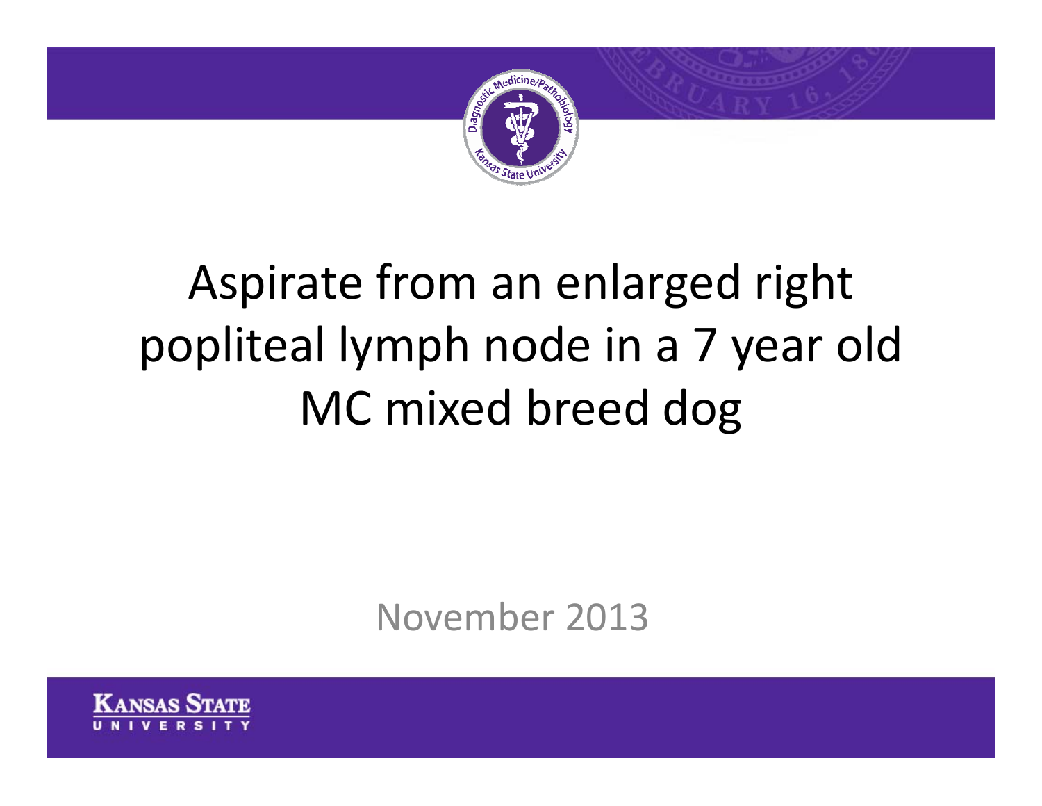# Aspirate from an enlarged right popliteal lymph node in a 7 year old MC mixed breed dog

November 2013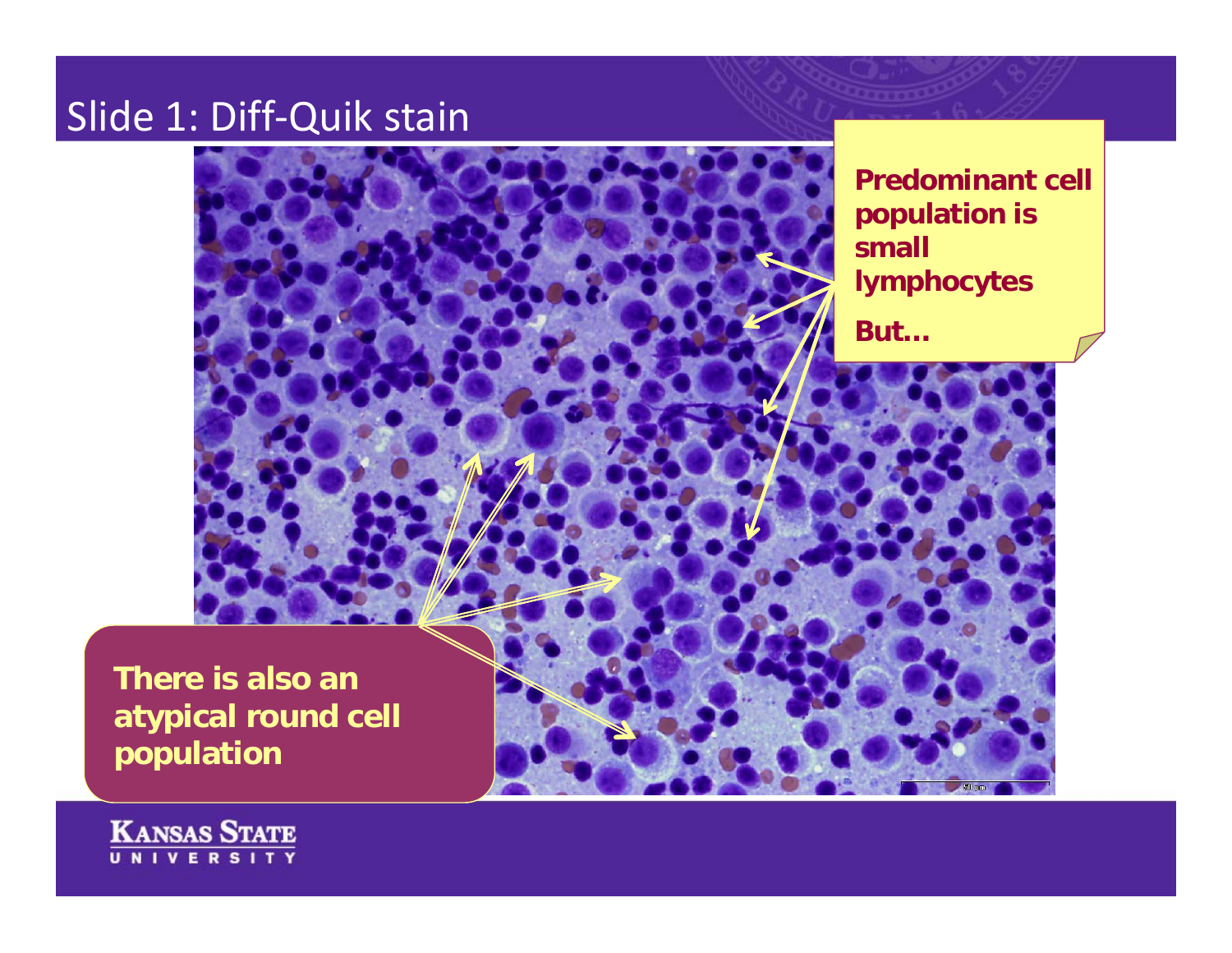# Slide 1: Diff-Quik stain

**Predominant cell population is small lymphocytes**

**But…**

**There is also an atypical round cell population**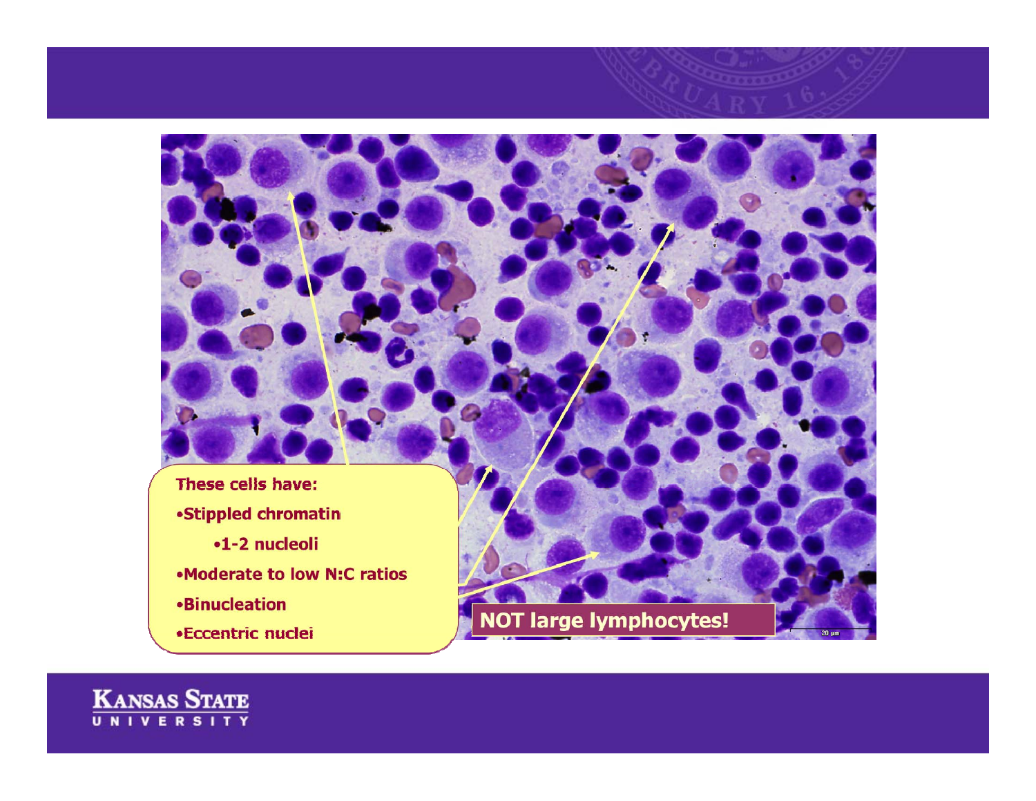These cells have:

- Stippled chromatin
    - 1-2 nucleoli
- Moderate to low N:C ratios
- Binucleation
- Eccentric nuclei

**NOT large lymphocytes!**

20 µm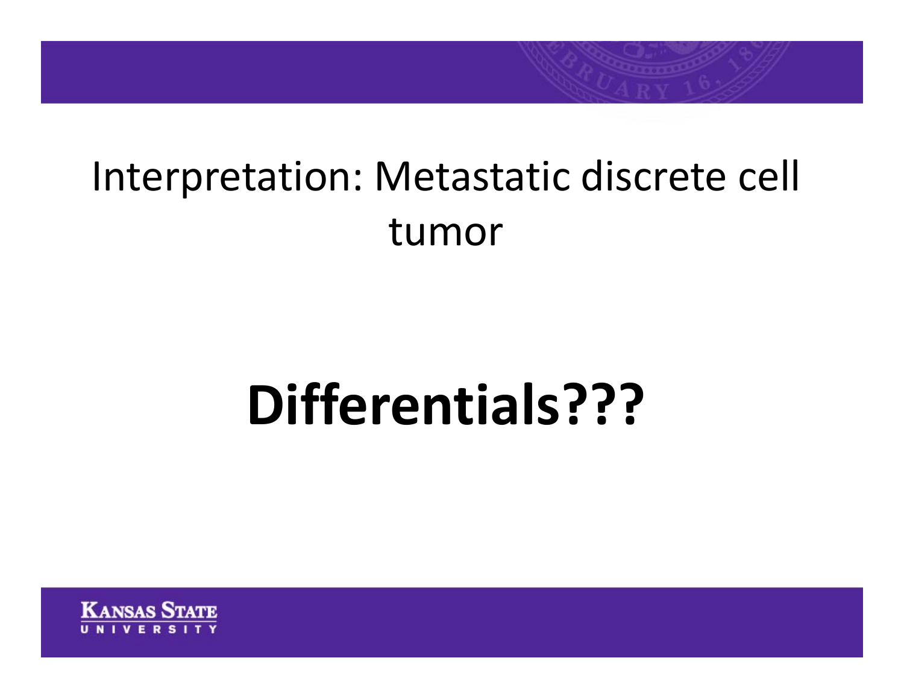Interpretation: Metastatic discrete cell tumor

# Differentials???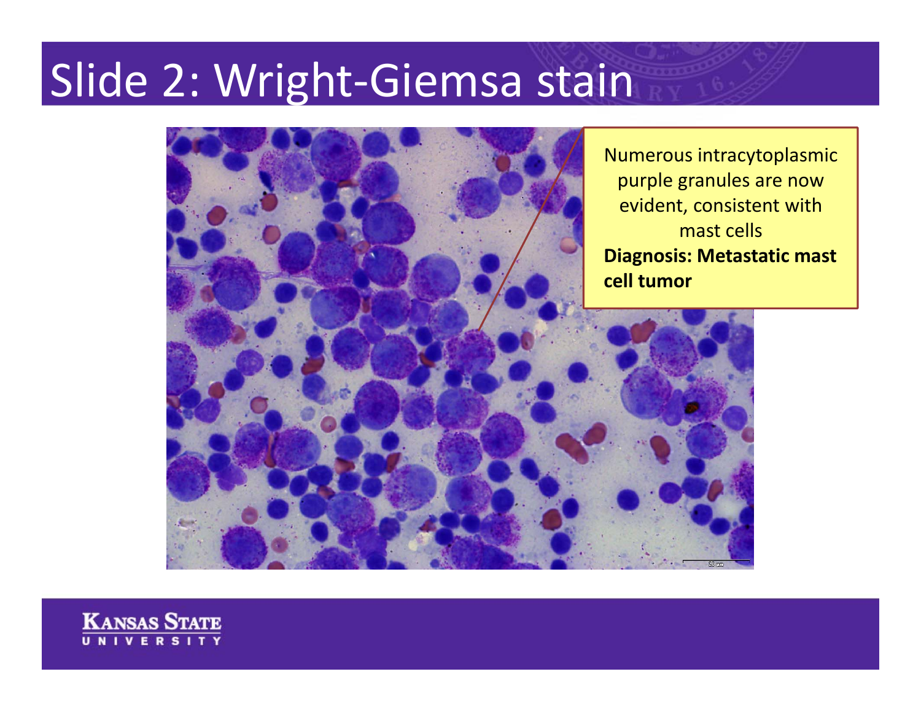# Slide 2: Wright-Giemsa stain

Numerous intracytoplasmic purple granules are now evident, consistent with mast cells

**Diagnosis: Metastatic mast cell tumor**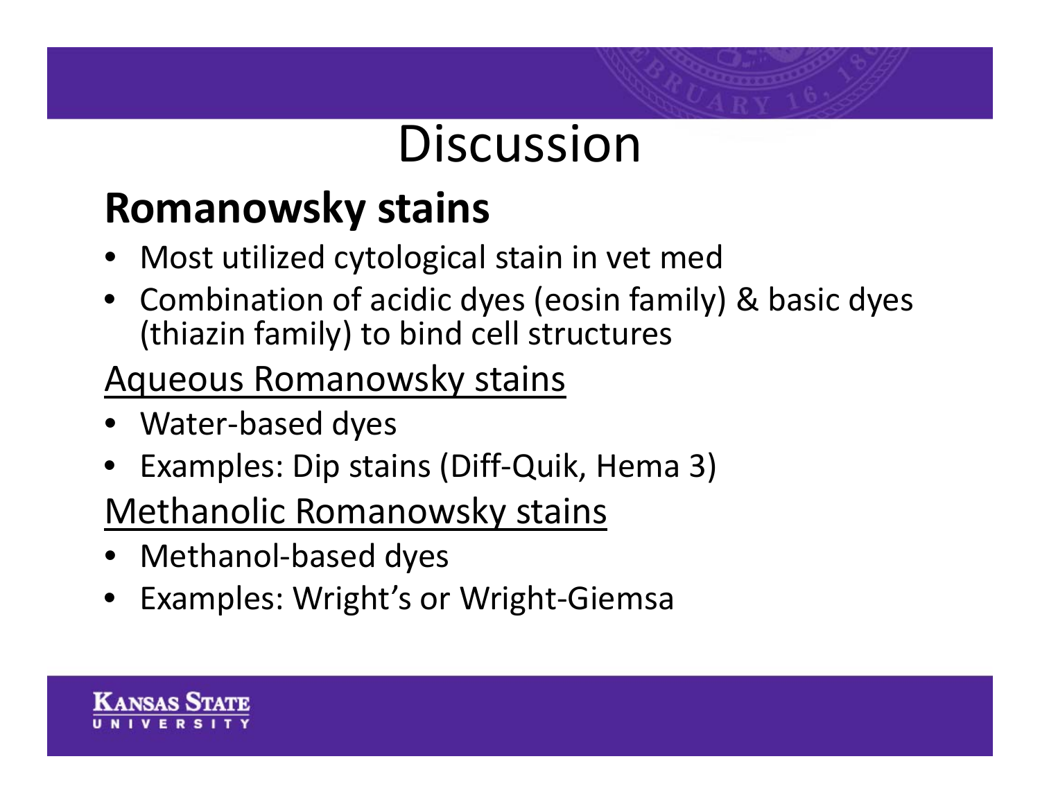# Discussion

## Romanowsky stains

- Most utilized cytological stain in vet med
- Combination of acidic dyes (eosin family) & basic dyes (thiazin family) to bind cell structures

### Aqueous Romanowsky stains

- Water-based dyes
- Examples: Dip stains (Diff-Quik, Hema 3)

### Methanolic Romanowsky stains

- Methanol-based dyes
- Examples: Wright's or Wright-Giemsa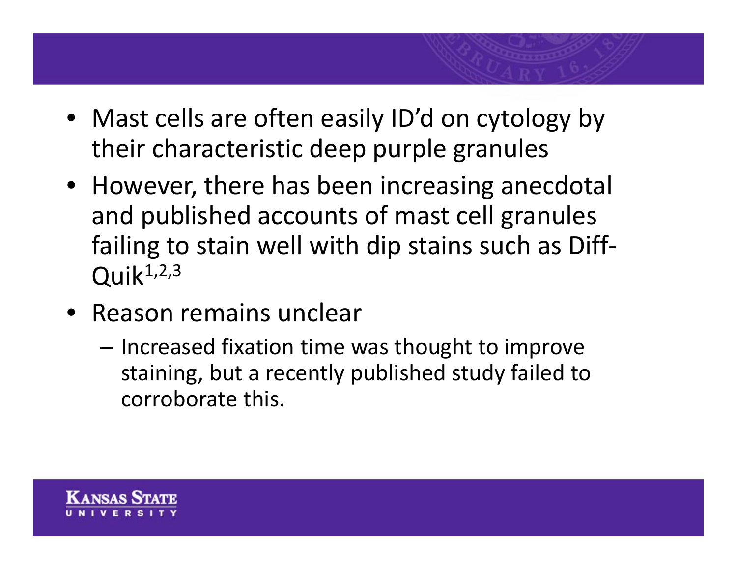- Mast cells are often easily ID'd on cytology by their characteristic deep purple granules
- However, there has been increasing anecdotal and published accounts of mast cell granules failing to stain well with dip stains such as Diff-Quik[1,2,3]
- Reason remains unclear
  - Increased fixation time was thought to improve staining, but a recently published study failed to corroborate this.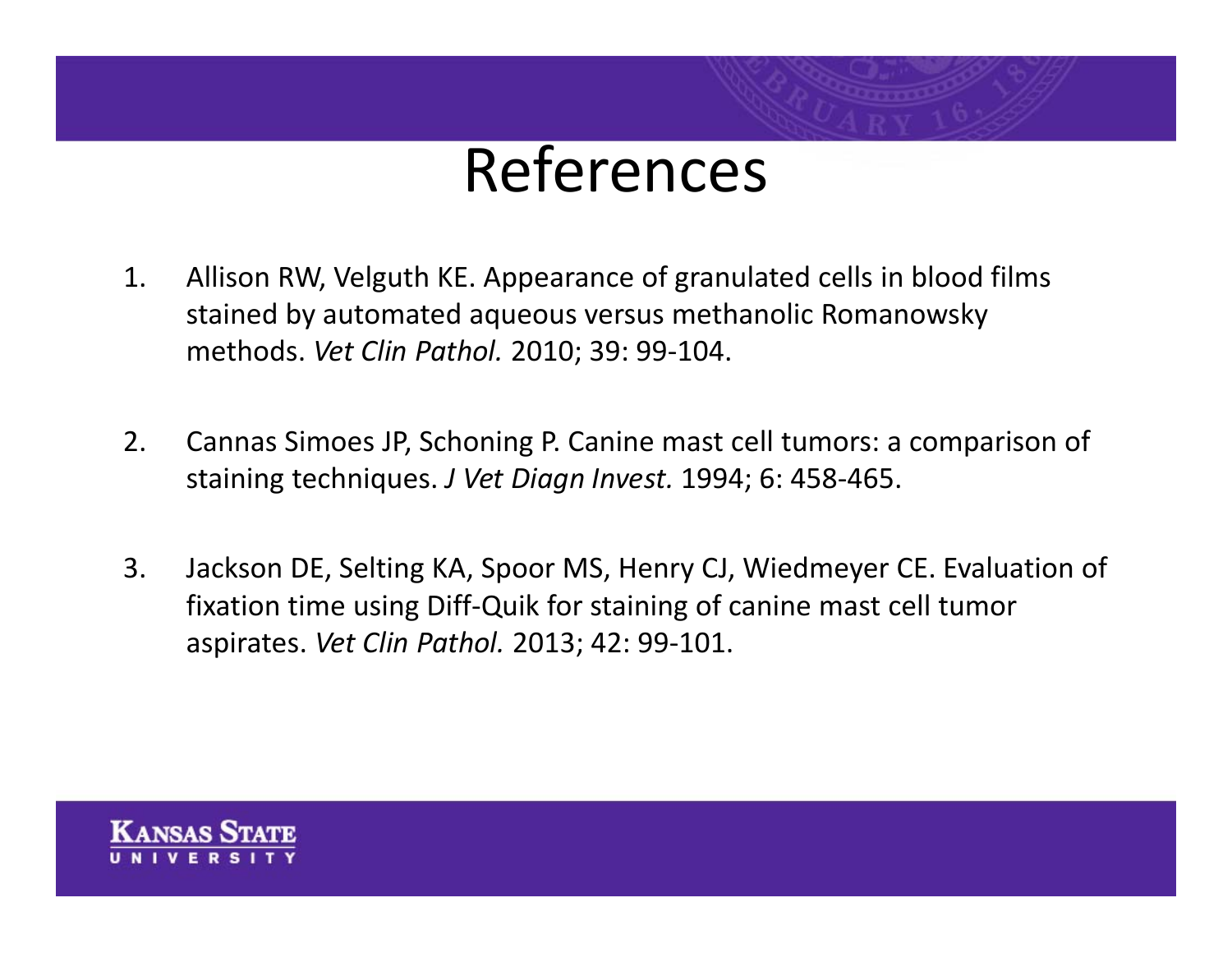# References

1. Allison RW, Velguth KE. Appearance of granulated cells in blood films stained by automated aqueous versus methanolic Romanowsky methods. *Vet Clin Pathol.* 2010; 39: 99-104.

2. Cannas Simoes JP, Schoning P. Canine mast cell tumors: a comparison of staining techniques. *J Vet Diagn Invest.* 1994; 6: 458-465.

3. Jackson DE, Selting KA, Spoor MS, Henry CJ, Wiedmeyer CE. Evaluation of fixation time using Diff-Quik for staining of canine mast cell tumor aspirates. *Vet Clin Pathol.* 2013; 42: 99-101.